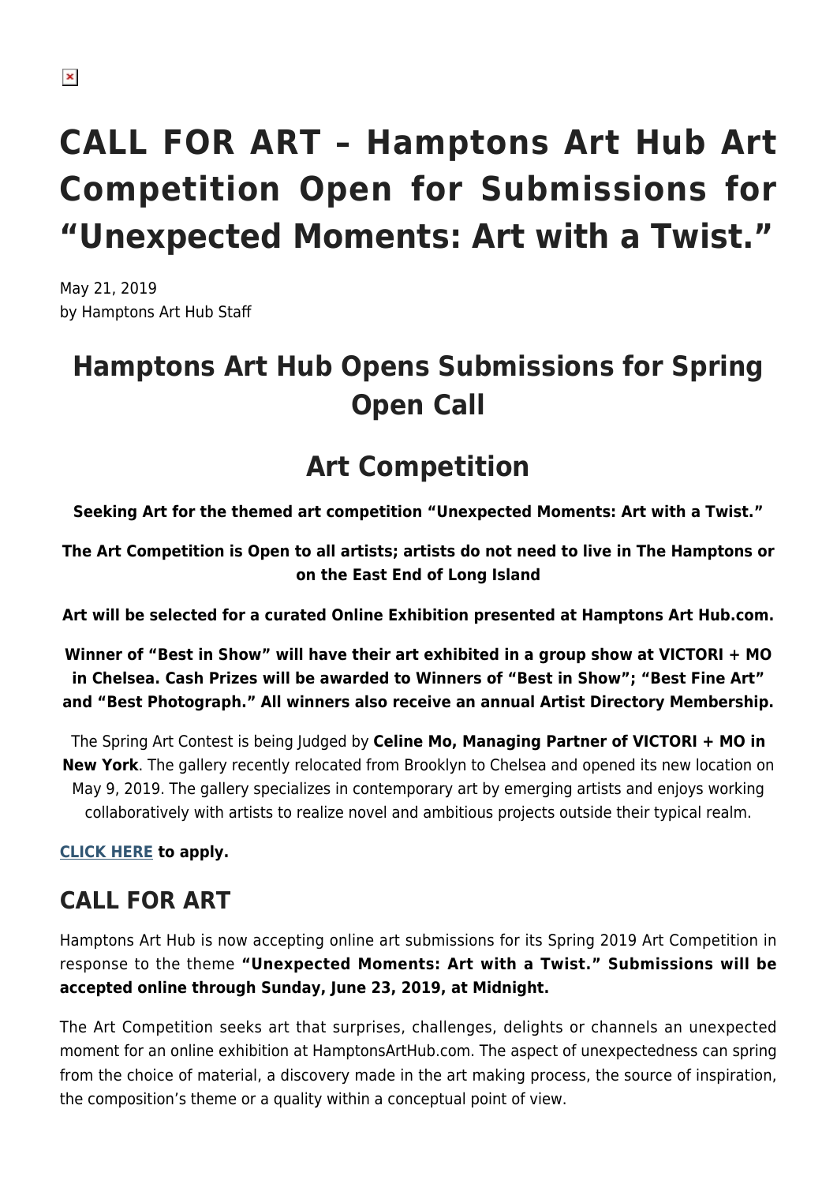# CALL FOR ART – Hamptons Art Hub Art Competition Open for Submissions for "Unexpected Moments: Art with a Twist."

May 21, 2019
by Hamptons Art Hub Staff

## Hamptons Art Hub Opens Submissions for Spring Open Call

## Art Competition

**Seeking Art for the themed art competition "Unexpected Moments: Art with a Twist."**

**The Art Competition is Open to all artists; artists do not need to live in The Hamptons or on the East End of Long Island**

**Art will be selected for a curated Online Exhibition presented at Hamptons Art Hub.com.**

**Winner of "Best in Show" will have their art exhibited in a group show at VICTORI + MO in Chelsea. Cash Prizes will be awarded to Winners of "Best in Show"; "Best Fine Art" and "Best Photograph." All winners also receive an annual Artist Directory Membership.**

The Spring Art Contest is being Judged by **Celine Mo, Managing Partner of VICTORI + MO in New York**. The gallery recently relocated from Brooklyn to Chelsea and opened its new location on May 9, 2019. The gallery specializes in contemporary art by emerging artists and enjoys working collaboratively with artists to realize novel and ambitious projects outside their typical realm.

**CLICK HERE to apply.**

## CALL FOR ART

Hamptons Art Hub is now accepting online art submissions for its Spring 2019 Art Competition in response to the theme **"Unexpected Moments: Art with a Twist." Submissions will be accepted online through Sunday, June 23, 2019, at Midnight.**

The Art Competition seeks art that surprises, challenges, delights or channels an unexpected moment for an online exhibition at HamptonsArtHub.com. The aspect of unexpectedness can spring from the choice of material, a discovery made in the art making process, the source of inspiration, the composition's theme or a quality within a conceptual point of view.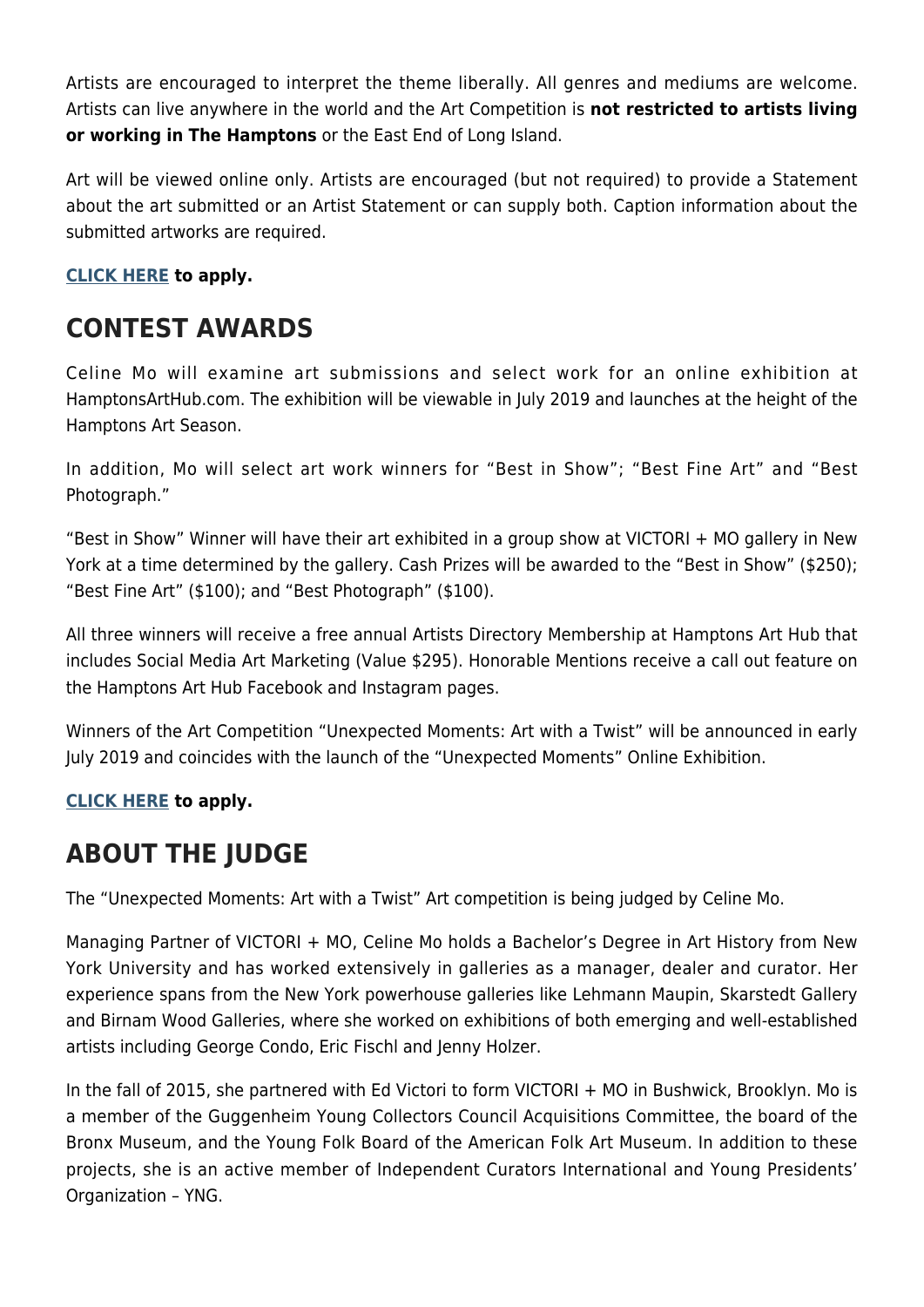Artists are encouraged to interpret the theme liberally. All genres and mediums are welcome. Artists can live anywhere in the world and the Art Competition is **not restricted to artists living or working in The Hamptons** or the East End of Long Island.

Art will be viewed online only. Artists are encouraged (but not required) to provide a Statement about the art submitted or an Artist Statement or can supply both. Caption information about the submitted artworks are required.

**CLICK HERE to apply.**

## CONTEST AWARDS

Celine Mo will examine art submissions and select work for an online exhibition at HamptonsArtHub.com. The exhibition will be viewable in July 2019 and launches at the height of the Hamptons Art Season.

In addition, Mo will select art work winners for "Best in Show"; "Best Fine Art" and "Best Photograph."

"Best in Show" Winner will have their art exhibited in a group show at VICTORI + MO gallery in New York at a time determined by the gallery. Cash Prizes will be awarded to the "Best in Show" ($250); "Best Fine Art" ($100); and "Best Photograph" ($100).

All three winners will receive a free annual Artists Directory Membership at Hamptons Art Hub that includes Social Media Art Marketing (Value $295). Honorable Mentions receive a call out feature on the Hamptons Art Hub Facebook and Instagram pages.

Winners of the Art Competition "Unexpected Moments: Art with a Twist" will be announced in early July 2019 and coincides with the launch of the "Unexpected Moments" Online Exhibition.

**CLICK HERE to apply.**

## ABOUT THE JUDGE

The "Unexpected Moments: Art with a Twist" Art competition is being judged by Celine Mo.

Managing Partner of VICTORI + MO, Celine Mo holds a Bachelor's Degree in Art History from New York University and has worked extensively in galleries as a manager, dealer and curator. Her experience spans from the New York powerhouse galleries like Lehmann Maupin, Skarstedt Gallery and Birnam Wood Galleries, where she worked on exhibitions of both emerging and well-established artists including George Condo, Eric Fischl and Jenny Holzer.

In the fall of 2015, she partnered with Ed Victori to form VICTORI + MO in Bushwick, Brooklyn. Mo is a member of the Guggenheim Young Collectors Council Acquisitions Committee, the board of the Bronx Museum, and the Young Folk Board of the American Folk Art Museum. In addition to these projects, she is an active member of Independent Curators International and Young Presidents' Organization – YNG.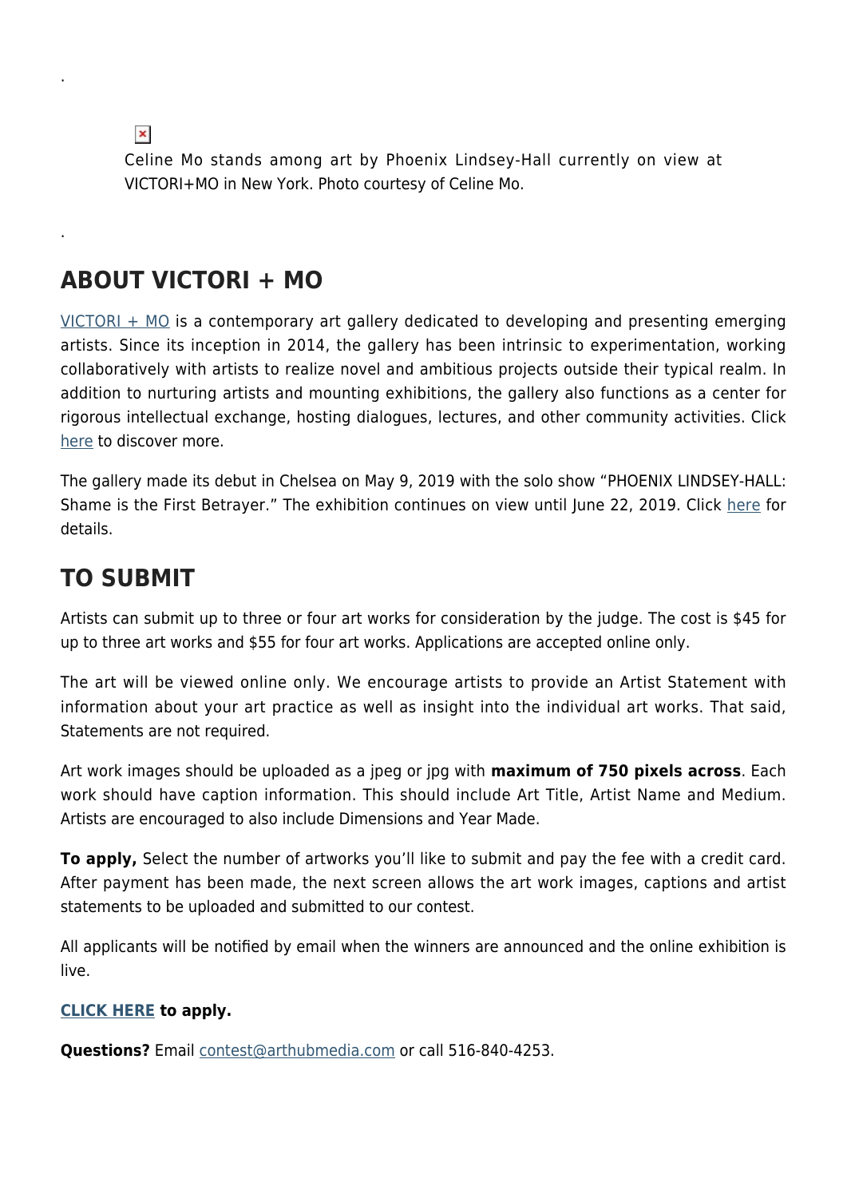.

Celine Mo stands among art by Phoenix Lindsey-Hall currently on view at VICTORI+MO in New York. Photo courtesy of Celine Mo.

.

## ABOUT VICTORI + MO

VICTORI + MO is a contemporary art gallery dedicated to developing and presenting emerging artists. Since its inception in 2014, the gallery has been intrinsic to experimentation, working collaboratively with artists to realize novel and ambitious projects outside their typical realm. In addition to nurturing artists and mounting exhibitions, the gallery also functions as a center for rigorous intellectual exchange, hosting dialogues, lectures, and other community activities. Click here to discover more.

The gallery made its debut in Chelsea on May 9, 2019 with the solo show "PHOENIX LINDSEY-HALL: Shame is the First Betrayer." The exhibition continues on view until June 22, 2019. Click here for details.

## TO SUBMIT

Artists can submit up to three or four art works for consideration by the judge. The cost is $45 for up to three art works and $55 for four art works. Applications are accepted online only.

The art will be viewed online only. We encourage artists to provide an Artist Statement with information about your art practice as well as insight into the individual art works. That said, Statements are not required.

Art work images should be uploaded as a jpeg or jpg with **maximum of 750 pixels across**. Each work should have caption information. This should include Art Title, Artist Name and Medium. Artists are encouraged to also include Dimensions and Year Made.

**To apply,** Select the number of artworks you'll like to submit and pay the fee with a credit card. After payment has been made, the next screen allows the art work images, captions and artist statements to be uploaded and submitted to our contest.

All applicants will be notified by email when the winners are announced and the online exhibition is live.

**CLICK HERE to apply.**

**Questions?** Email contest@arthubmedia.com or call 516-840-4253.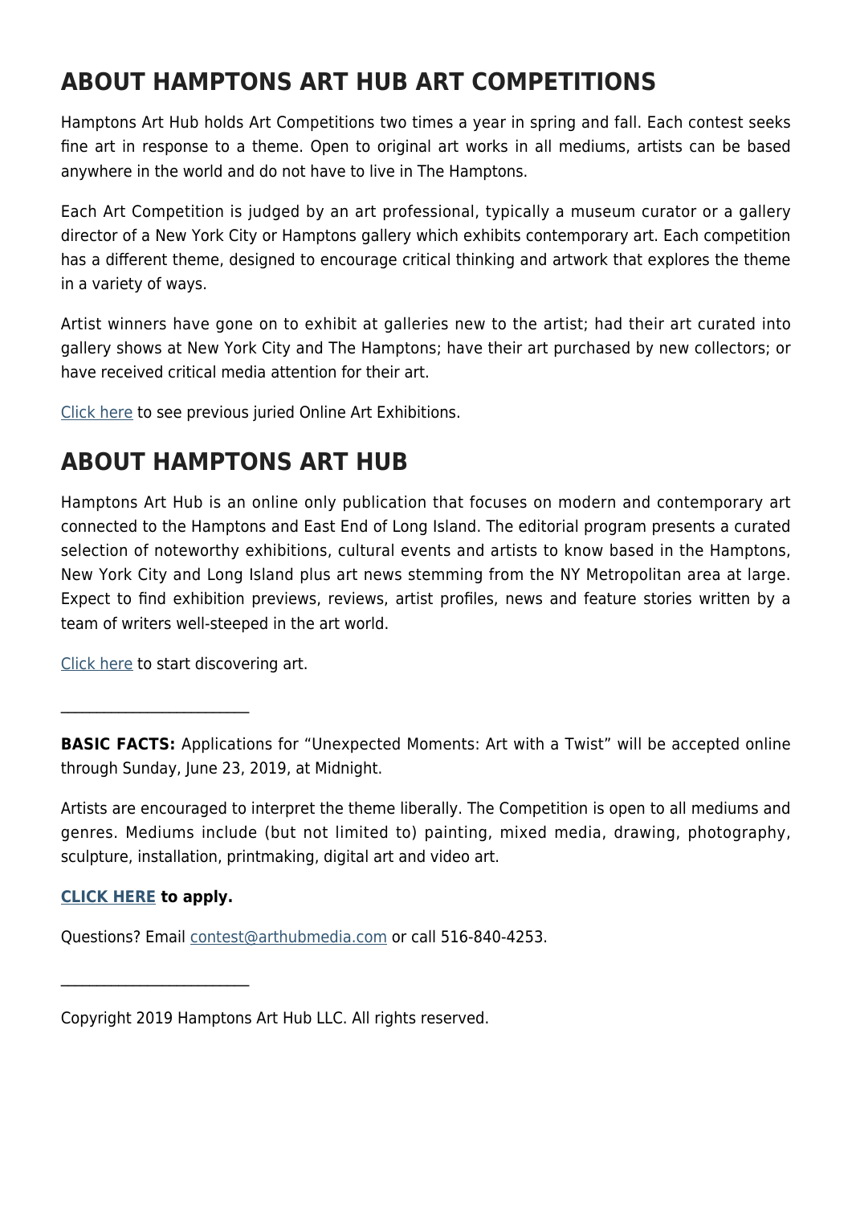## ABOUT HAMPTONS ART HUB ART COMPETITIONS

Hamptons Art Hub holds Art Competitions two times a year in spring and fall. Each contest seeks fine art in response to a theme. Open to original art works in all mediums, artists can be based anywhere in the world and do not have to live in The Hamptons.

Each Art Competition is judged by an art professional, typically a museum curator or a gallery director of a New York City or Hamptons gallery which exhibits contemporary art. Each competition has a different theme, designed to encourage critical thinking and artwork that explores the theme in a variety of ways.

Artist winners have gone on to exhibit at galleries new to the artist; had their art curated into gallery shows at New York City and The Hamptons; have their art purchased by new collectors; or have received critical media attention for their art.

Click here to see previous juried Online Art Exhibitions.

## ABOUT HAMPTONS ART HUB

Hamptons Art Hub is an online only publication that focuses on modern and contemporary art connected to the Hamptons and East End of Long Island. The editorial program presents a curated selection of noteworthy exhibitions, cultural events and artists to know based in the Hamptons, New York City and Long Island plus art news stemming from the NY Metropolitan area at large. Expect to find exhibition previews, reviews, artist profiles, news and feature stories written by a team of writers well-steeped in the art world.

Click here to start discovering art.

\_\_\_\_\_\_\_\_\_\_\_\_\_\_\_\_\_\_\_\_\_\_\_\_\_\_\_\_\_\_

**BASIC FACTS:** Applications for “Unexpected Moments: Art with a Twist” will be accepted online through Sunday, June 23, 2019, at Midnight.

Artists are encouraged to interpret the theme liberally. The Competition is open to all mediums and genres. Mediums include (but not limited to) painting, mixed media, drawing, photography, sculpture, installation, printmaking, digital art and video art.

**CLICK HERE to apply.**

Questions? Email contest@arthubmedia.com or call 516-840-4253.

\_\_\_\_\_\_\_\_\_\_\_\_\_\_\_\_\_\_\_\_\_\_\_\_\_\_\_\_\_\_

Copyright 2019 Hamptons Art Hub LLC. All rights reserved.